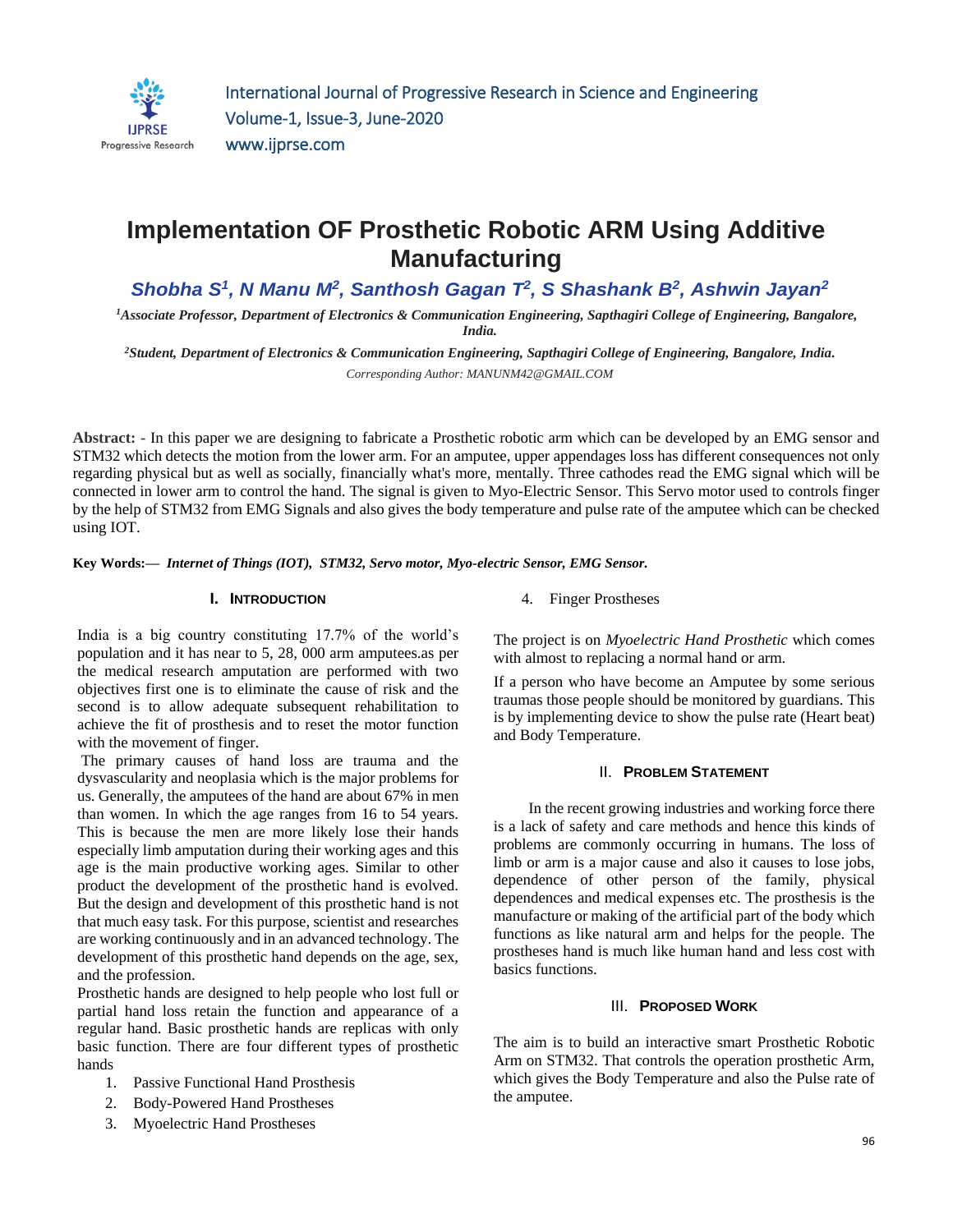# Implementation OF Prosthetic Robotic ARM Using Additive Manufacturing

***Shobha S[1], N Manu M[2], Santhosh Gagan T[2], S Shashank B[2], Ashwin Jayan[2]***

*[1]Associate Professor, Department of Electronics & Communication Engineering, Sapthagiri College of Engineering, Bangalore, India.*

*[2]Student, Department of Electronics & Communication Engineering, Sapthagiri College of Engineering, Bangalore, India.*

*Corresponding Author: MANUNM42@GMAIL.COM*

**Abstract:** - In this paper we are designing to fabricate a Prosthetic robotic arm which can be developed by an EMG sensor and STM32 which detects the motion from the lower arm. For an amputee, upper appendages loss has different consequences not only regarding physical but as well as socially, financially what's more, mentally. Three cathodes read the EMG signal which will be connected in lower arm to control the hand. The signal is given to Myo-Electric Sensor. This Servo motor used to controls finger by the help of STM32 from EMG Signals and also gives the body temperature and pulse rate of the amputee which can be checked using IOT.

**Key Words:—** ***Internet of Things (IOT), STM32, Servo motor, Myo-electric Sensor, EMG Sensor.***

## I. Introduction

India is a big country constituting 17.7% of the world's population and it has near to 5, 28, 000 arm amputees.as per the medical research amputation are performed with two objectives first one is to eliminate the cause of risk and the second is to allow adequate subsequent rehabilitation to achieve the fit of prosthesis and to reset the motor function with the movement of finger.

The primary causes of hand loss are trauma and the dysvascularity and neoplasia which is the major problems for us. Generally, the amputees of the hand are about 67% in men than women. In which the age ranges from 16 to 54 years. This is because the men are more likely lose their hands especially limb amputation during their working ages and this age is the main productive working ages. Similar to other product the development of the prosthetic hand is evolved. But the design and development of this prosthetic hand is not that much easy task. For this purpose, scientist and researches are working continuously and in an advanced technology. The development of this prosthetic hand depends on the age, sex, and the profession.

Prosthetic hands are designed to help people who lost full or partial hand loss retain the function and appearance of a regular hand. Basic prosthetic hands are replicas with only basic function. There are four different types of prosthetic hands

1. Passive Functional Hand Prosthesis
2. Body-Powered Hand Prostheses
3. Myoelectric Hand Prostheses
4. Finger Prostheses

The project is on *Myoelectric Hand Prosthetic* which comes with almost to replacing a normal hand or arm.

If a person who have become an Amputee by some serious traumas those people should be monitored by guardians. This is by implementing device to show the pulse rate (Heart beat) and Body Temperature.

## II. Problem Statement

In the recent growing industries and working force there is a lack of safety and care methods and hence this kinds of problems are commonly occurring in humans. The loss of limb or arm is a major cause and also it causes to lose jobs, dependence of other person of the family, physical dependences and medical expenses etc. The prosthesis is the manufacture or making of the artificial part of the body which functions as like natural arm and helps for the people. The prostheses hand is much like human hand and less cost with basics functions.

## III. Proposed Work

The aim is to build an interactive smart Prosthetic Robotic Arm on STM32. That controls the operation prosthetic Arm, which gives the Body Temperature and also the Pulse rate of the amputee.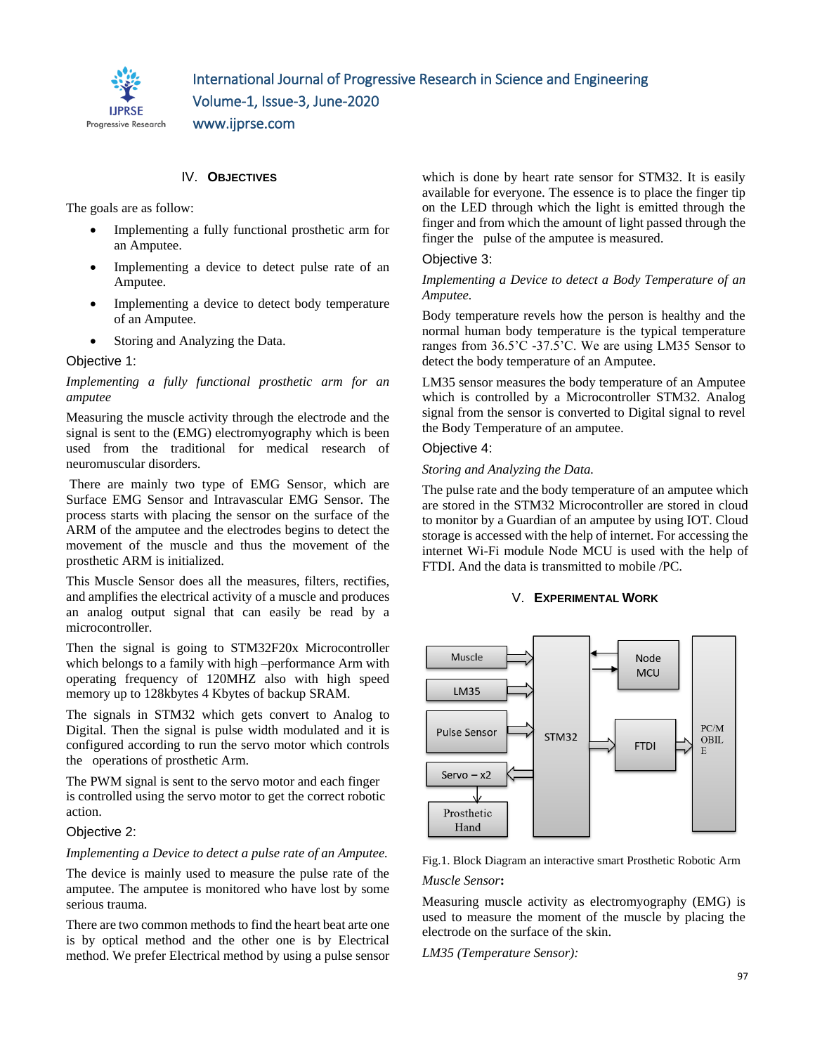## IV. OBJECTIVES

The goals are as follow:

- Implementing a fully functional prosthetic arm for an Amputee.
- Implementing a device to detect pulse rate of an Amputee.
- Implementing a device to detect body temperature of an Amputee.
- Storing and Analyzing the Data.

### Objective 1:

*Implementing a fully functional prosthetic arm for an amputee*

Measuring the muscle activity through the electrode and the signal is sent to the (EMG) electromyography which is been used from the traditional for medical research of neuromuscular disorders.

There are mainly two type of EMG Sensor, which are Surface EMG Sensor and Intravascular EMG Sensor. The process starts with placing the sensor on the surface of the ARM of the amputee and the electrodes begins to detect the movement of the muscle and thus the movement of the prosthetic ARM is initialized.

This Muscle Sensor does all the measures, filters, rectifies, and amplifies the electrical activity of a muscle and produces an analog output signal that can easily be read by a microcontroller.

Then the signal is going to STM32F20x Microcontroller which belongs to a family with high –performance Arm with operating frequency of 120MHZ also with high speed memory up to 128kbytes 4 Kbytes of backup SRAM.

The signals in STM32 which gets convert to Analog to Digital. Then the signal is pulse width modulated and it is configured according to run the servo motor which controls the operations of prosthetic Arm.

The PWM signal is sent to the servo motor and each finger is controlled using the servo motor to get the correct robotic action.

### Objective 2:

*Implementing a Device to detect a pulse rate of an Amputee.*

The device is mainly used to measure the pulse rate of the amputee. The amputee is monitored who have lost by some serious trauma.

There are two common methods to find the heart beat arte one is by optical method and the other one is by Electrical method. We prefer Electrical method by using a pulse sensor which is done by heart rate sensor for STM32. It is easily available for everyone. The essence is to place the finger tip on the LED through which the light is emitted through the finger and from which the amount of light passed through the finger the pulse of the amputee is measured.

### Objective 3:

*Implementing a Device to detect a Body Temperature of an Amputee.*

Body temperature revels how the person is healthy and the normal human body temperature is the typical temperature ranges from 36.5'C -37.5'C. We are using LM35 Sensor to detect the body temperature of an Amputee.

LM35 sensor measures the body temperature of an Amputee which is controlled by a Microcontroller STM32. Analog signal from the sensor is converted to Digital signal to revel the Body Temperature of an amputee.

### Objective 4:

*Storing and Analyzing the Data.*

The pulse rate and the body temperature of an amputee which are stored in the STM32 Microcontroller are stored in cloud to monitor by a Guardian of an amputee by using IOT. Cloud storage is accessed with the help of internet. For accessing the internet Wi-Fi module Node MCU is used with the help of FTDI. And the data is transmitted to mobile /PC.

## V. EXPERIMENTAL WORK

Fig.1. Block Diagram an interactive smart Prosthetic Robotic Arm

*Muscle Sensor***:**

Measuring muscle activity as electromyography (EMG) is used to measure the moment of the muscle by placing the electrode on the surface of the skin.

*LM35 (Temperature Sensor):*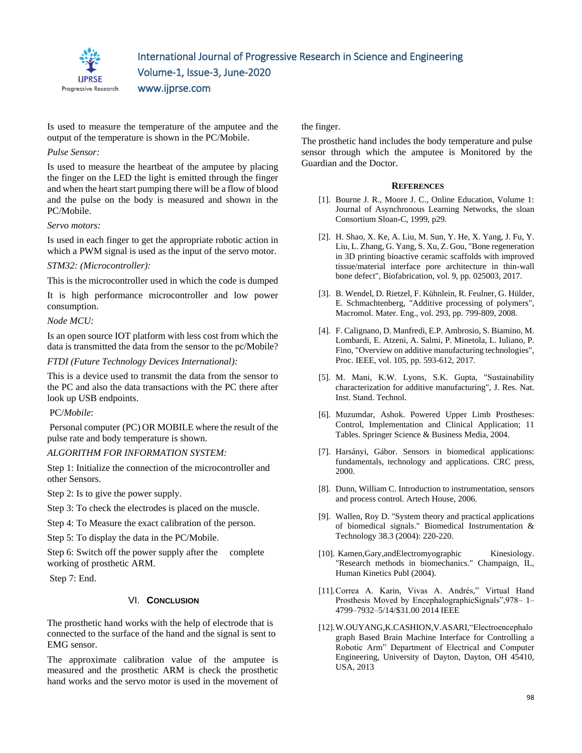Is used to measure the temperature of the amputee and the output of the temperature is shown in the PC/Mobile.

*Pulse Sensor:*

Is used to measure the heartbeat of the amputee by placing the finger on the LED the light is emitted through the finger and when the heart start pumping there will be a flow of blood and the pulse on the body is measured and shown in the PC/Mobile.

*Servo motors:*

Is used in each finger to get the appropriate robotic action in which a PWM signal is used as the input of the servo motor.

*STM32: (Microcontroller):*

This is the microcontroller used in which the code is dumped

It is high performance microcontroller and low power consumption.

*Node MCU:*

Is an open source IOT platform with less cost from which the data is transmitted the data from the sensor to the pc/Mobile?

*FTDI (Future Technology Devices International):*

This is a device used to transmit the data from the sensor to the PC and also the data transactions with the PC there after look up USB endpoints.

PC/*Mobile*:

Personal computer (PC) OR MOBILE where the result of the pulse rate and body temperature is shown.

*ALGORITHM FOR INFORMATION SYSTEM:*

Step 1: Initialize the connection of the microcontroller and other Sensors.

Step 2: Is to give the power supply.

Step 3: To check the electrodes is placed on the muscle.

Step 4: To Measure the exact calibration of the person.

Step 5: To display the data in the PC/Mobile.

Step 6: Switch off the power supply after the complete working of prosthetic ARM.

Step 7: End.

## VI. Conclusion

The prosthetic hand works with the help of electrode that is connected to the surface of the hand and the signal is sent to EMG sensor.

The approximate calibration value of the amputee is measured and the prosthetic ARM is check the prosthetic hand works and the servo motor is used in the movement of the finger.

The prosthetic hand includes the body temperature and pulse sensor through which the amputee is Monitored by the Guardian and the Doctor.

## References

[1]. Bourne J. R., Moore J. C., Online Education, Volume 1: Journal of Asynchronous Learning Networks, the sloan Consortium Sloan-C, 1999, p29.

[2]. H. Shao, X. Ke, A. Liu, M. Sun, Y. He, X. Yang, J. Fu, Y. Liu, L. Zhang, G. Yang, S. Xu, Z. Gou, "Bone regeneration in 3D printing bioactive ceramic scaffolds with improved tissue/material interface pore architecture in thin-wall bone defect", Biofabrication, vol. 9, pp. 025003, 2017.

[3]. B. Wendel, D. Rietzel, F. Kühnlein, R. Feulner, G. Hülder, E. Schmachtenberg, "Additive processing of polymers", Macromol. Mater. Eng., vol. 293, pp. 799-809, 2008.

[4]. F. Calignano, D. Manfredi, E.P. Ambrosio, S. Biamino, M. Lombardi, E. Atzeni, A. Salmi, P. Minetola, L. Iuliano, P. Fino, "Overview on additive manufacturing technologies", Proc. IEEE, vol. 105, pp. 593-612, 2017.

[5]. M. Mani, K.W. Lyons, S.K. Gupta, "Sustainability characterization for additive manufacturing", J. Res. Nat. Inst. Stand. Technol.

[6]. Muzumdar, Ashok. Powered Upper Limb Prostheses: Control, Implementation and Clinical Application; 11 Tables. Springer Science & Business Media, 2004.

[7]. Harsányi, Gábor. Sensors in biomedical applications: fundamentals, technology and applications. CRC press, 2000.

[8]. Dunn, William C. Introduction to instrumentation, sensors and process control. Artech House, 2006.

[9]. Wallen, Roy D. "System theory and practical applications of biomedical signals." Biomedical Instrumentation & Technology 38.3 (2004): 220-220.

[10]. Kamen,Gary,andElectromyographic Kinesiology. "Research methods in biomechanics." Champaign, IL, Human Kinetics Publ (2004).

[11]. Correa A. Karin, Vivas A. Andrés," Virtual Hand Prosthesis Moved by EncephalographicSignals",978– 1–4799–7932–5/14/$31.00 2014 IEEE

[12]. W.OUYANG,K.CASHION,V.ASARI,"Electroencephalograph Based Brain Machine Interface for Controlling a Robotic Arm" Department of Electrical and Computer Engineering, University of Dayton, Dayton, OH 45410, USA, 2013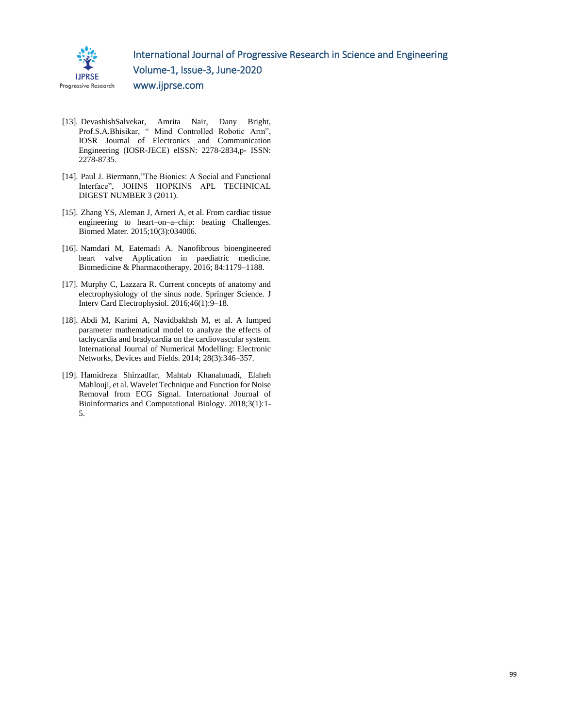[13]. DevashishSalvekar, Amrita Nair, Dany Bright, Prof.S.A.Bhisikar, " Mind Controlled Robotic Arm", IOSR Journal of Electronics and Communication Engineering (IOSR-JECE) eISSN: 2278-2834,p- ISSN: 2278-8735.

[14]. Paul J. Biermann,"The Bionics: A Social and Functional Interface", JOHNS HOPKINS APL TECHNICAL DIGEST NUMBER 3 (2011).

[15]. Zhang YS, Aleman J, Arneri A, et al. From cardiac tissue engineering to heart–on–a–chip: beating Challenges. Biomed Mater. 2015;10(3):034006.

[16]. Namdari M, Eatemadi A. Nanofibrous bioengineered heart valve Application in paediatric medicine. Biomedicine & Pharmacotherapy. 2016; 84:1179–1188.

[17]. Murphy C, Lazzara R. Current concepts of anatomy and electrophysiology of the sinus node. Springer Science. J Interv Card Electrophysiol. 2016;46(1):9–18.

[18]. Abdi M, Karimi A, Navidbakhsh M, et al. A lumped parameter mathematical model to analyze the effects of tachycardia and bradycardia on the cardiovascular system. International Journal of Numerical Modelling: Electronic Networks, Devices and Fields. 2014; 28(3):346–357.

[19]. Hamidreza Shirzadfar, Mahtab Khanahmadi, Elaheh Mahlouji, et al. Wavelet Technique and Function for Noise Removal from ECG Signal. International Journal of Bioinformatics and Computational Biology. 2018;3(1):1-5.